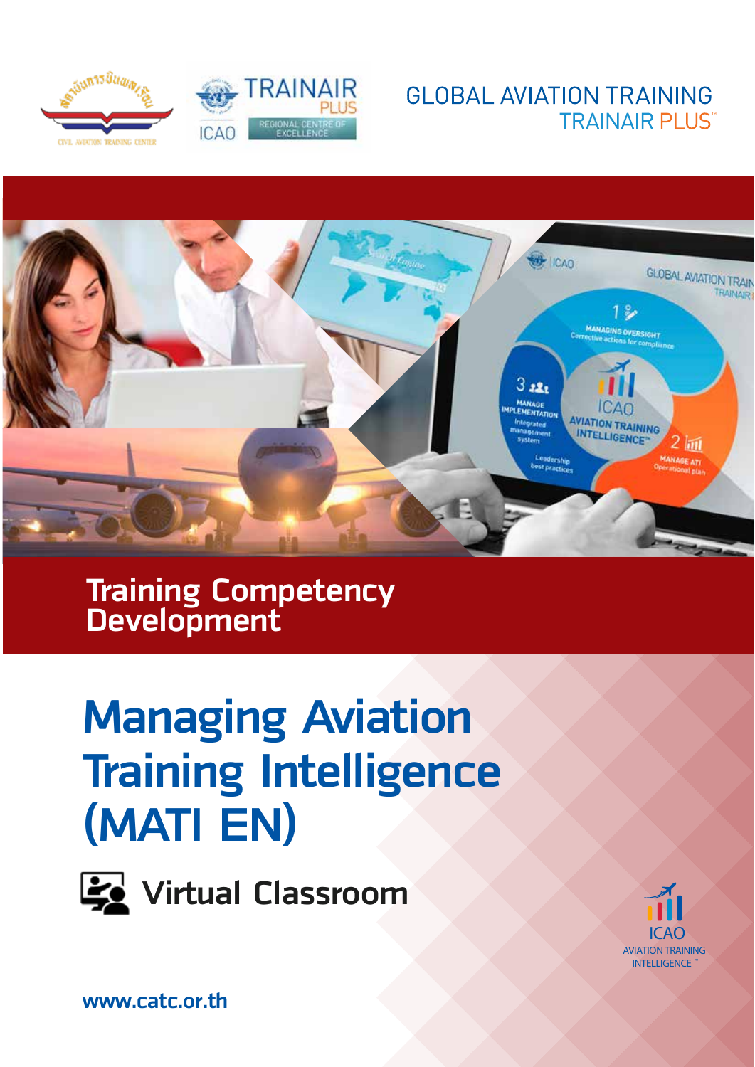GLOBAL AVIATION TRAINING
TRAINAIR PLUS™

## Training Competency Development

# Managing Aviation Training Intelligence (MATI EN)

Virtual Classroom

www.catc.or.th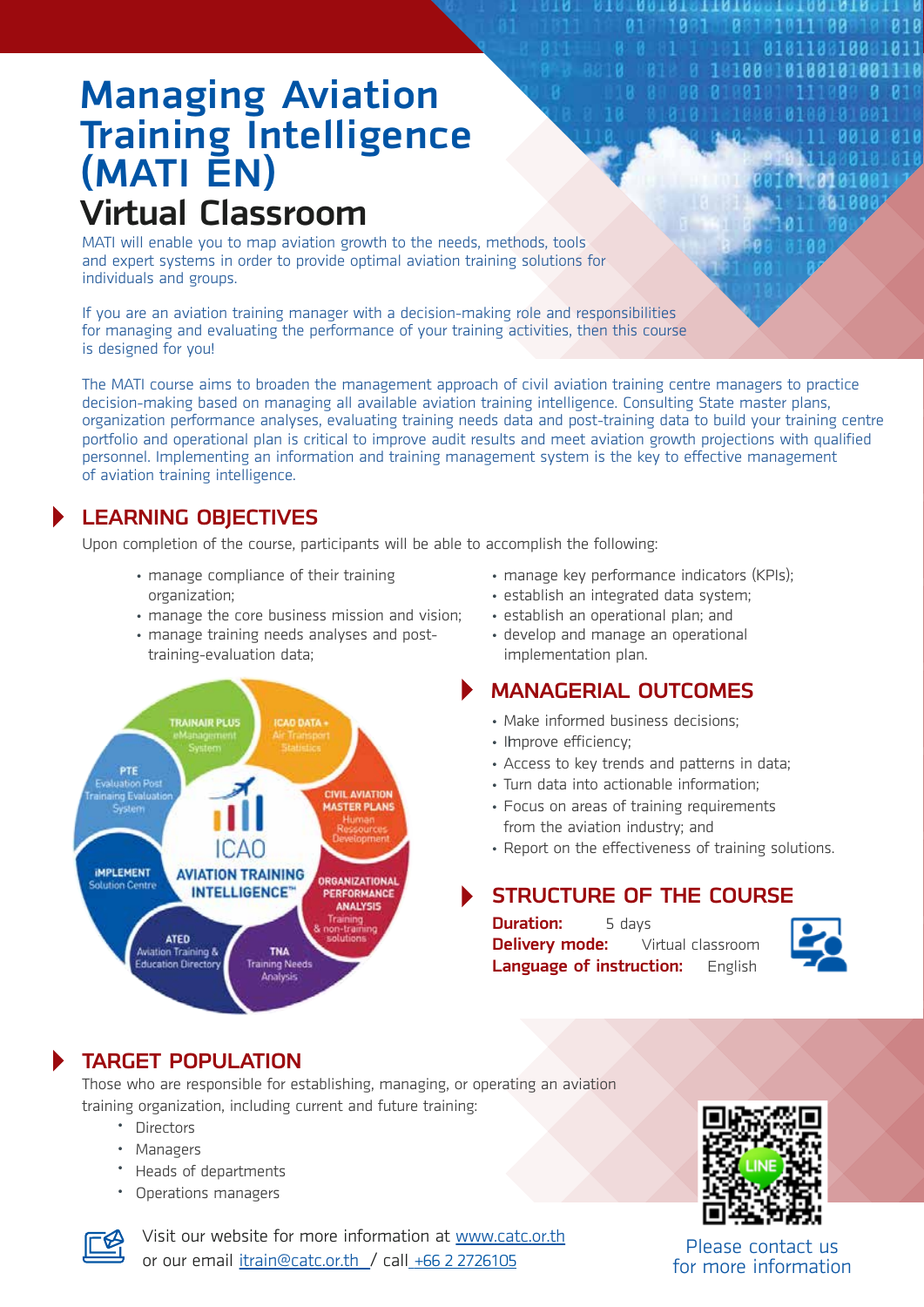# Managing Aviation Training Intelligence (MATI EN)

## Virtual Classroom

MATI will enable you to map aviation growth to the needs, methods, tools and expert systems in order to provide optimal aviation training solutions for individuals and groups.

If you are an aviation training manager with a decision-making role and responsibilities for managing and evaluating the performance of your training activities, then this course is designed for you!

The MATI course aims to broaden the management approach of civil aviation training centre managers to practice decision-making based on managing all available aviation training intelligence. Consulting State master plans, organization performance analyses, evaluating training needs data and post-training data to build your training centre portfolio and operational plan is critical to improve audit results and meet aviation growth projections with qualified personnel. Implementing an information and training management system is the key to effective management of aviation training intelligence.

## LEARNING OBJECTIVES

Upon completion of the course, participants will be able to accomplish the following:

- manage compliance of their training organization;
- manage the core business mission and vision;
- manage training needs analyses and post-training-evaluation data;
- manage key performance indicators (KPIs);
- establish an integrated data system;
- establish an operational plan; and
- develop and manage an operational implementation plan.

TRAINAIR PLUS eManagement System
ICAO DATA + Air Transport Statistics
CIVIL AVIATION MASTER PLANS Human Ressources Development
ORGANIZATIONAL PERFORMANCE ANALYSIS Training & non-training solutions
TNA Training Needs Analysis
ATED Aviation Training & Education Directory
IMPLEMENT Solution Centre
PTE Evaluation Post Trainaing Evaluation System
ICAO AVIATION TRAINING INTELLIGENCE™

## MANAGERIAL OUTCOMES

- Make informed business decisions;
- Improve efficiency;
- Access to key trends and patterns in data;
- Turn data into actionable information;
- Focus on areas of training requirements from the aviation industry; and
- Report on the effectiveness of training solutions.

## STRUCTURE OF THE COURSE

**Duration:** 5 days
**Delivery mode:** Virtual classroom
**Language of instruction:** English

## TARGET POPULATION

Those who are responsible for establishing, managing, or operating an aviation training organization, including current and future training:

- Directors
- Managers
- Heads of departments
- Operations managers

Visit our website for more information at www.catc.or.th or our email itrain@catc.or.th / call +66 2 2726105

Please contact us for more information